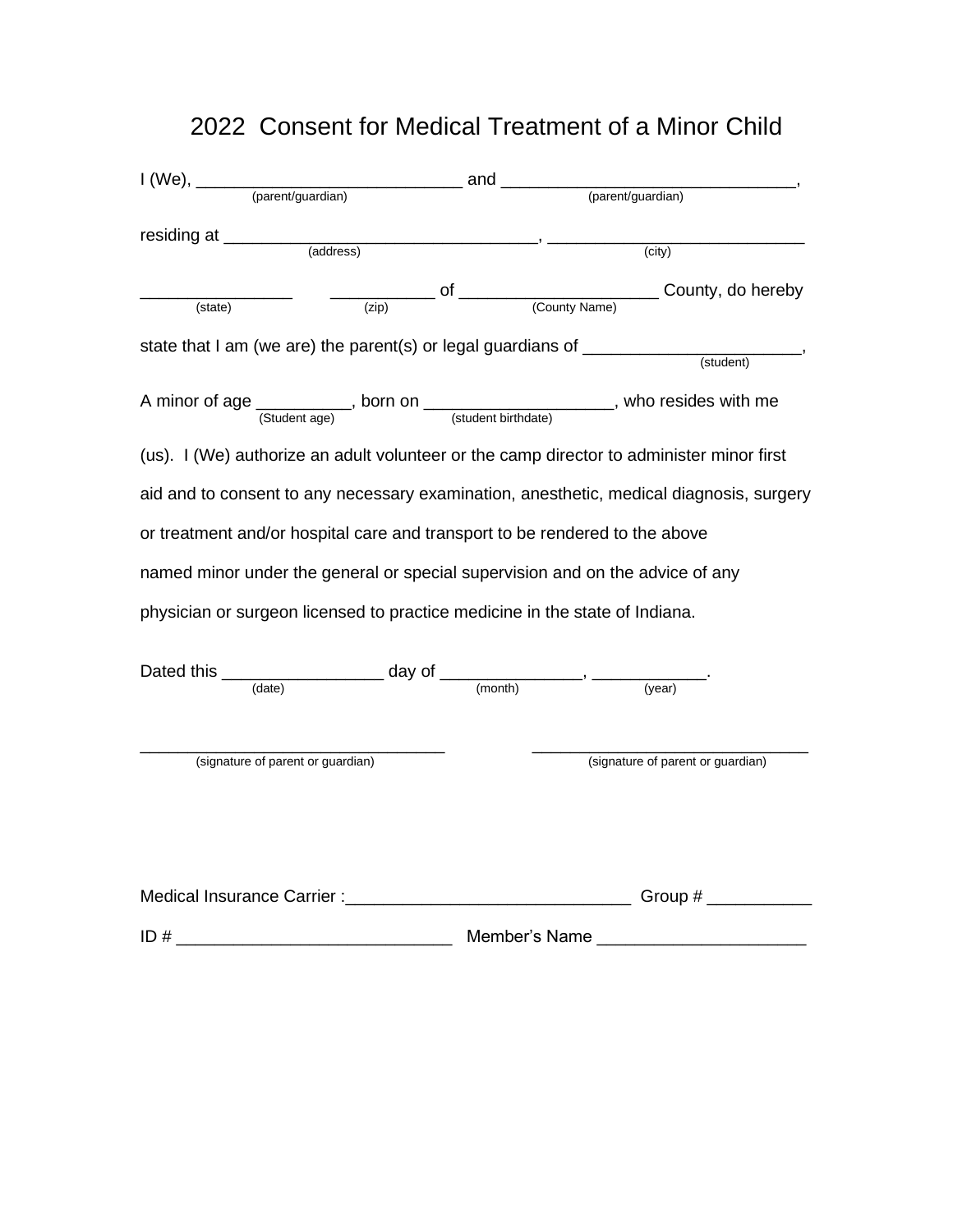# 2022 Consent for Medical Treatment of a Minor Child

I (We), ____________________________ and _______________________________,
(parent/guardian) (parent/guardian)

residing at _________________________________, ___________________________
(address) (city)

________________ ___________ of _____________________ County, do hereby
(state) (zip) (County Name)

state that I am (we are) the parent(s) or legal guardians of _______________________,
(student)

A minor of age __________, born on ____________________, who resides with me
(Student age) (student birthdate)

(us). I (We) authorize an adult volunteer or the camp director to administer minor first aid and to consent to any necessary examination, anesthetic, medical diagnosis, surgery or treatment and/or hospital care and transport to be rendered to the above named minor under the general or special supervision and on the advice of any physician or surgeon licensed to practice medicine in the state of Indiana.

Dated this _________________ day of _______________, ____________.
(date) (month) (year)

_________________________________ _______________________________
(signature of parent or guardian) (signature of parent or guardian)

Medical Insurance Carrier :______________________________ Group # ___________

ID # _____________________________ Member's Name ______________________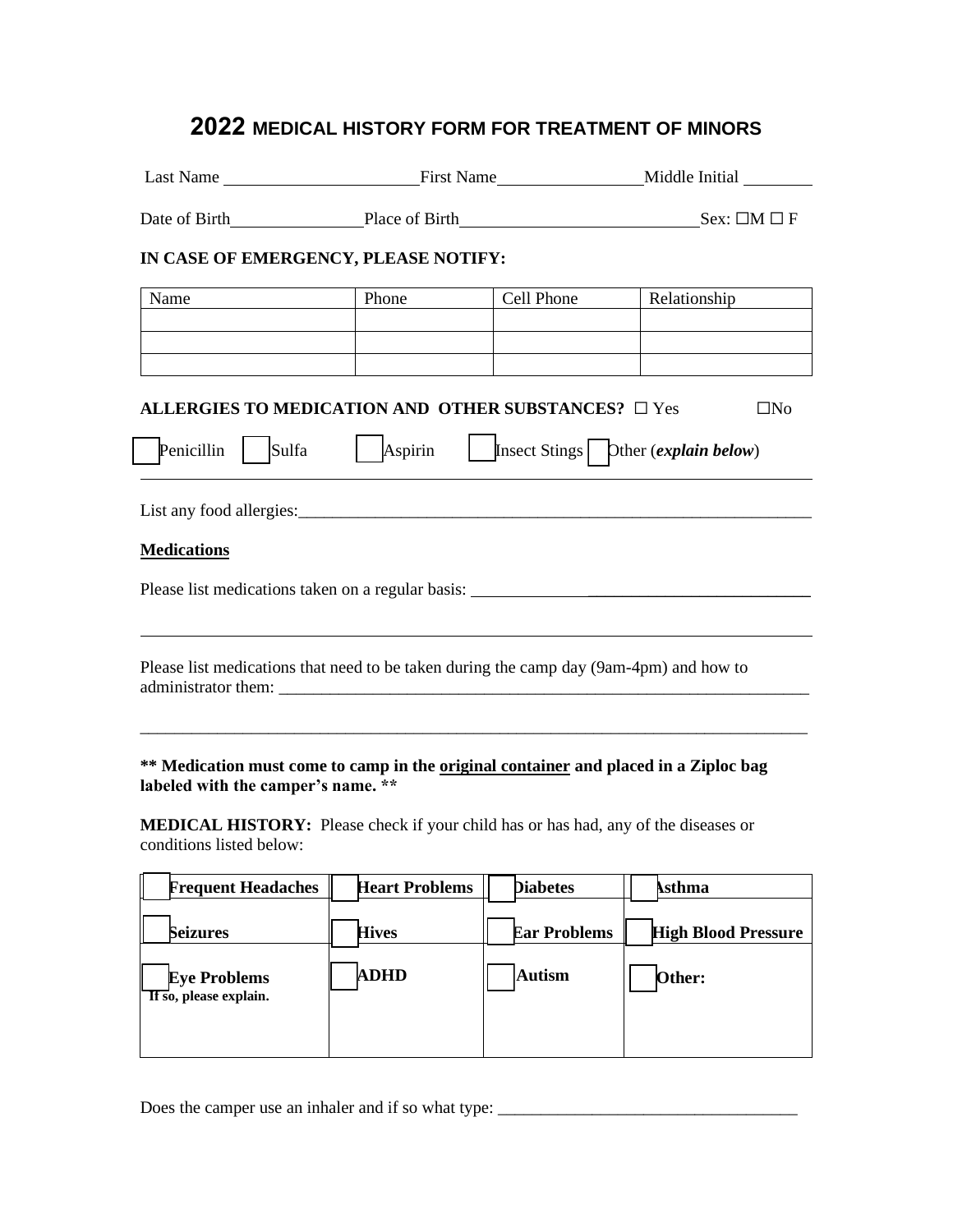# 2022 MEDICAL HISTORY FORM FOR TREATMENT OF MINORS

Last Name ______________________ First Name ________________ Middle Initial ________

Date of Birth _______________ Place of Birth ___________________________ Sex: ☐M ☐ F

**IN CASE OF EMERGENCY, PLEASE NOTIFY:**

| Name | Phone | Cell Phone | Relationship |
|---|---|---|---|
| | | | |
| | | | |
| | | | |

**ALLERGIES TO MEDICATION AND OTHER SUBSTANCES?** ☐ Yes ☐No

☐ Penicillin ☐ Sulfa ☐ Aspirin ☐ Insect Stings ☐ Other (***explain below***)

_______________________________________________________________________________

List any food allergies:_______________________________________________________________

**Medications**

Please list medications taken on a regular basis: ___________________________________________

_______________________________________________________________________________

Please list medications that need to be taken during the camp day (9am-4pm) and how to administrator them: _______________________________________________________________

_______________________________________________________________________________

**\*\* Medication must come to camp in the <u>original container</u> and placed in a Ziploc bag labeled with the camper's name. \*\***

**MEDICAL HISTORY:** Please check if your child has or has had, any of the diseases or conditions listed below:

| | | | |
|---|---|---|---|
| ☐ **Frequent Headaches** | ☐ **Heart Problems** | ☐ **Diabetes** | ☐ **Asthma** |
| ☐ **Seizures** | ☐ **Hives** | ☐ **Ear Problems** | ☐ **High Blood Pressure** |
| ☐ **Eye Problems** **If so, please explain.** | ☐ **ADHD** | ☐ **Autism** | ☐ **Other:** |

Does the camper use an inhaler and if so what type: ___________________________________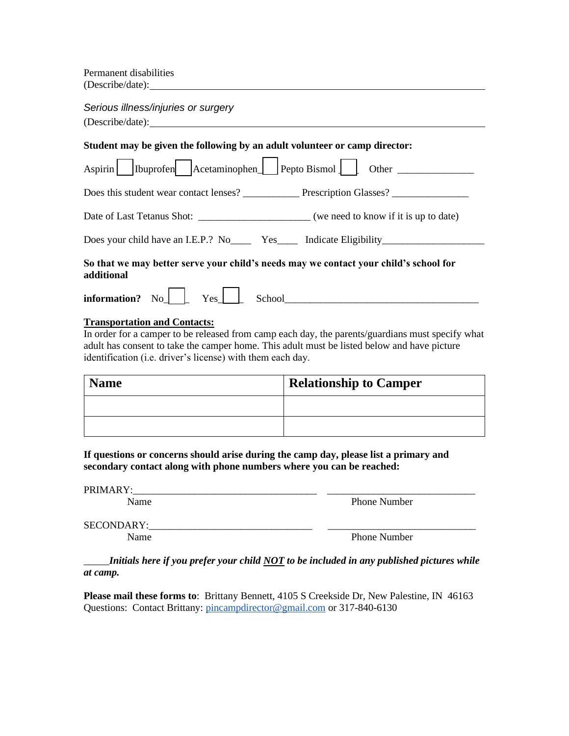Permanent disabilities
(Describe/date):______________________________________________________________

*Serious illness/injuries or surgery*
(Describe/date):______________________________________________________________

**Student may be given the following by an adult volunteer or camp director:**

Aspirin ☐ Ibuprofen ☐ Acetaminophen ☐ Pepto Bismol ☐ Other _______________

Does this student wear contact lenses? ___________ Prescription Glasses? _______________

Date of Last Tetanus Shot: ______________________ (we need to know if it is up to date)

Does your child have an I.E.P.? No____ Yes____ Indicate Eligibility____________________

**So that we may better serve your child's needs may we contact your child's school for additional**

**information?** No ☐ Yes ☐ School________________________________________

**Transportation and Contacts:**
In order for a camper to be released from camp each day, the parents/guardians must specify what adult has consent to take the camper home. This adult must be listed below and have picture identification (i.e. driver's license) with them each day.

| Name | Relationship to Camper |
|---|---|
| | |
| | |

**If questions or concerns should arise during the camp day, please list a primary and secondary contact along with phone numbers where you can be reached:**

PRIMARY:____________________________________ ______________________________
Name Phone Number

SECONDARY:________________________________ ______________________________
Name Phone Number

_____***Initials here if you prefer your child NOT to be included in any published pictures while at camp.***

**Please mail these forms to**: Brittany Bennett, 4105 S Creekside Dr, New Palestine, IN 46163
Questions: Contact Brittany: pincampdirector@gmail.com or 317-840-6130